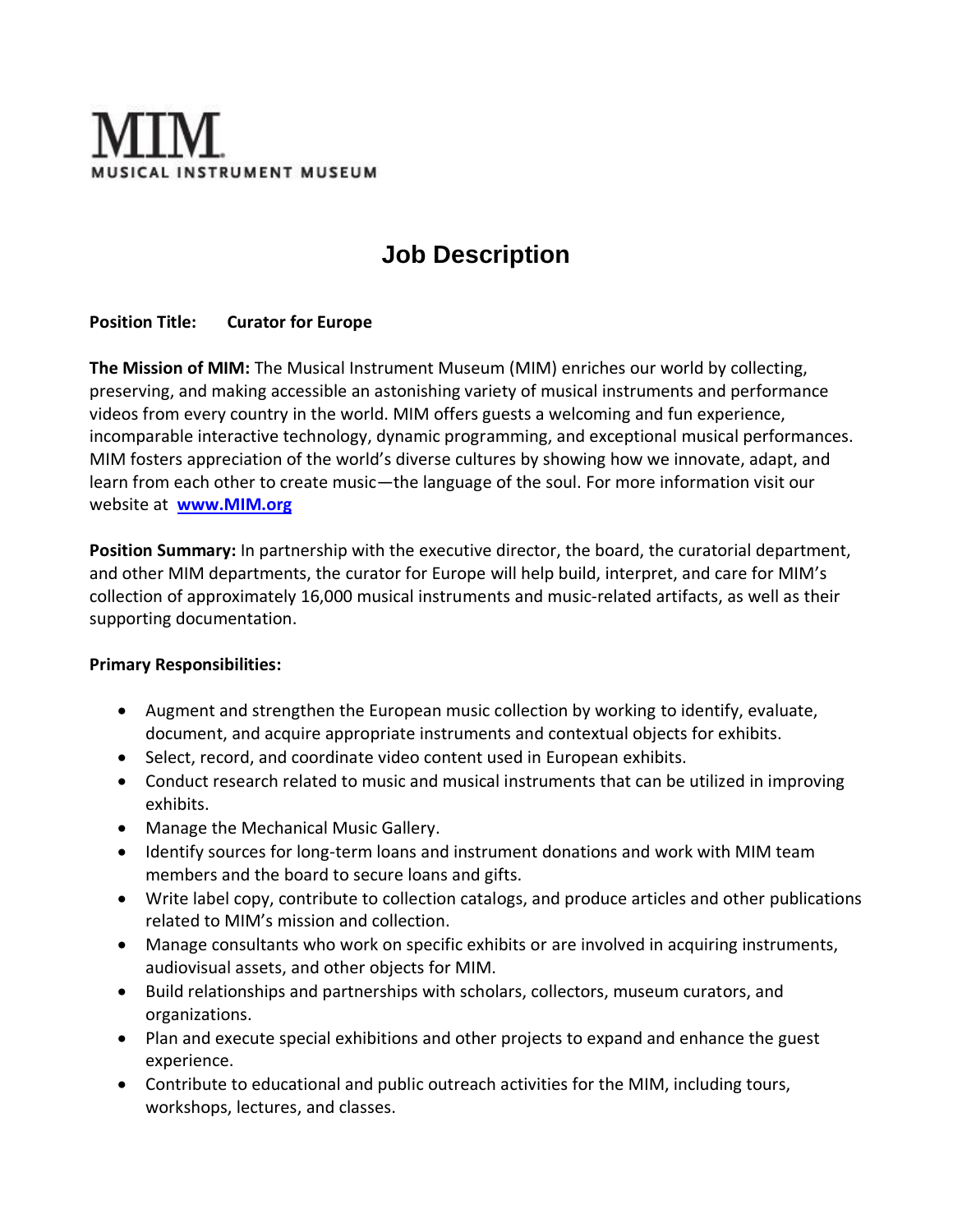MIM
MUSICAL INSTRUMENT MUSEUM

# Job Description

**Position Title: Curator for Europe**

**The Mission of MIM:** The Musical Instrument Museum (MIM) enriches our world by collecting, preserving, and making accessible an astonishing variety of musical instruments and performance videos from every country in the world. MIM offers guests a welcoming and fun experience, incomparable interactive technology, dynamic programming, and exceptional musical performances. MIM fosters appreciation of the world's diverse cultures by showing how we innovate, adapt, and learn from each other to create music—the language of the soul. For more information visit our website at **[www.MIM.org](http://www.MIM.org)**

**Position Summary:** In partnership with the executive director, the board, the curatorial department, and other MIM departments, the curator for Europe will help build, interpret, and care for MIM's collection of approximately 16,000 musical instruments and music-related artifacts, as well as their supporting documentation.

**Primary Responsibilities:**

- Augment and strengthen the European music collection by working to identify, evaluate, document, and acquire appropriate instruments and contextual objects for exhibits.
- Select, record, and coordinate video content used in European exhibits.
- Conduct research related to music and musical instruments that can be utilized in improving exhibits.
- Manage the Mechanical Music Gallery.
- Identify sources for long-term loans and instrument donations and work with MIM team members and the board to secure loans and gifts.
- Write label copy, contribute to collection catalogs, and produce articles and other publications related to MIM's mission and collection.
- Manage consultants who work on specific exhibits or are involved in acquiring instruments, audiovisual assets, and other objects for MIM.
- Build relationships and partnerships with scholars, collectors, museum curators, and organizations.
- Plan and execute special exhibitions and other projects to expand and enhance the guest experience.
- Contribute to educational and public outreach activities for the MIM, including tours, workshops, lectures, and classes.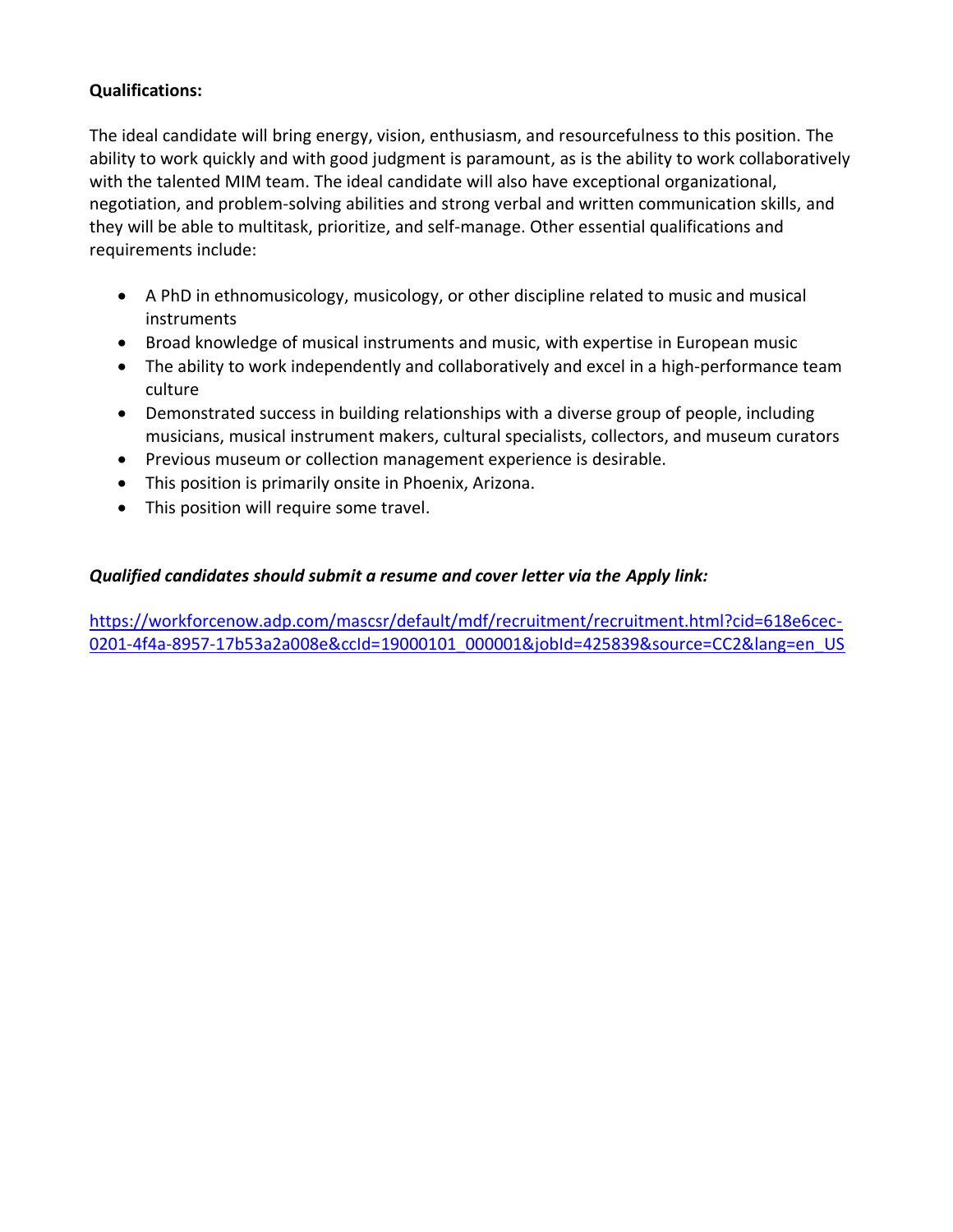**Qualifications:**

The ideal candidate will bring energy, vision, enthusiasm, and resourcefulness to this position. The ability to work quickly and with good judgment is paramount, as is the ability to work collaboratively with the talented MIM team. The ideal candidate will also have exceptional organizational, negotiation, and problem-solving abilities and strong verbal and written communication skills, and they will be able to multitask, prioritize, and self-manage. Other essential qualifications and requirements include:

- A PhD in ethnomusicology, musicology, or other discipline related to music and musical instruments
- Broad knowledge of musical instruments and music, with expertise in European music
- The ability to work independently and collaboratively and excel in a high-performance team culture
- Demonstrated success in building relationships with a diverse group of people, including musicians, musical instrument makers, cultural specialists, collectors, and museum curators
- Previous museum or collection management experience is desirable.
- This position is primarily onsite in Phoenix, Arizona.
- This position will require some travel.

***Qualified candidates should submit a resume and cover letter via the Apply link:***

https://workforcenow.adp.com/mascsr/default/mdf/recruitment/recruitment.html?cid=618e6cec-0201-4f4a-8957-17b53a2a008e&ccId=19000101_000001&jobId=425839&source=CC2&lang=en_US